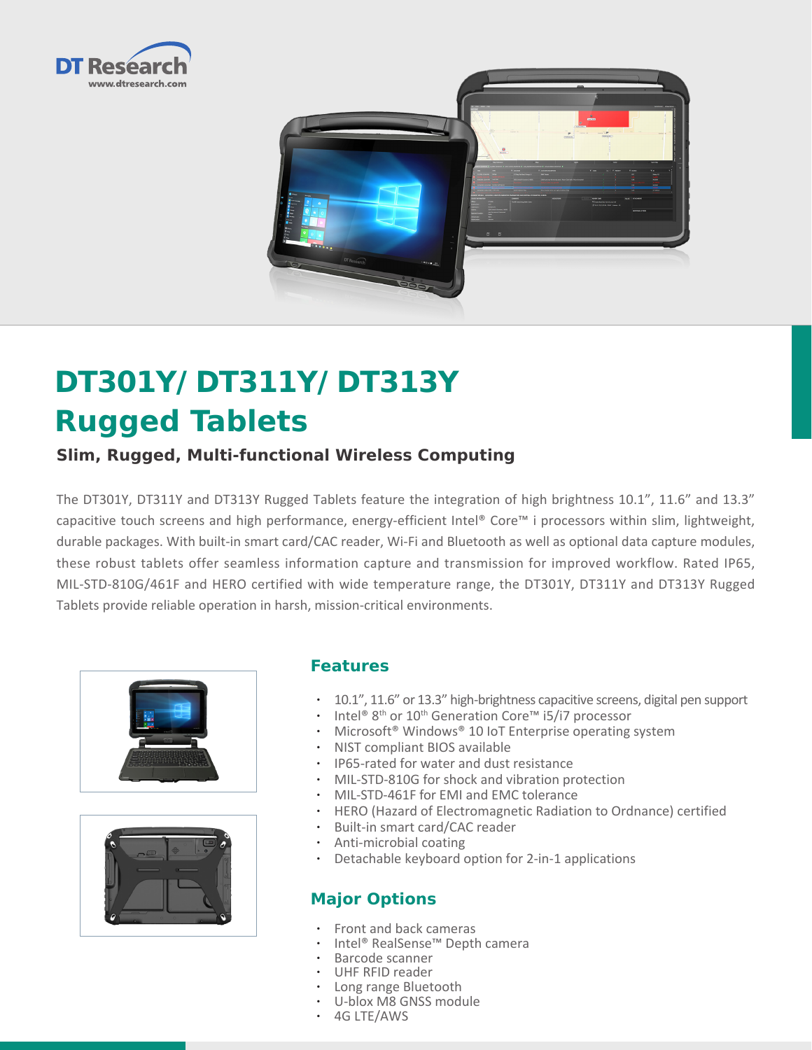DT Research
www.dtresearch.com

# DT301Y/ DT311Y/ DT313Y Rugged Tablets

### Slim, Rugged, Multi-functional Wireless Computing

The DT301Y, DT311Y and DT313Y Rugged Tablets feature the integration of high brightness 10.1", 11.6" and 13.3" capacitive touch screens and high performance, energy-efficient Intel® Core™ i processors within slim, lightweight, durable packages. With built-in smart card/CAC reader, Wi-Fi and Bluetooth as well as optional data capture modules, these robust tablets offer seamless information capture and transmission for improved workflow. Rated IP65, MIL-STD-810G/461F and HERO certified with wide temperature range, the DT301Y, DT311Y and DT313Y Rugged Tablets provide reliable operation in harsh, mission-critical environments.

## Features

- 10.1", 11.6" or 13.3" high-brightness capacitive screens, digital pen support
- Intel® 8th or 10th Generation Core™ i5/i7 processor
- Microsoft® Windows® 10 IoT Enterprise operating system
- NIST compliant BIOS available
- IP65-rated for water and dust resistance
- MIL-STD-810G for shock and vibration protection
- MIL-STD-461F for EMI and EMC tolerance
- HERO (Hazard of Electromagnetic Radiation to Ordnance) certified
- Built-in smart card/CAC reader
- Anti-microbial coating
- Detachable keyboard option for 2-in-1 applications

## Major Options

- Front and back cameras
- Intel® RealSense™ Depth camera
- Barcode scanner
- UHF RFID reader
- Long range Bluetooth
- U-blox M8 GNSS module
- 4G LTE/AWS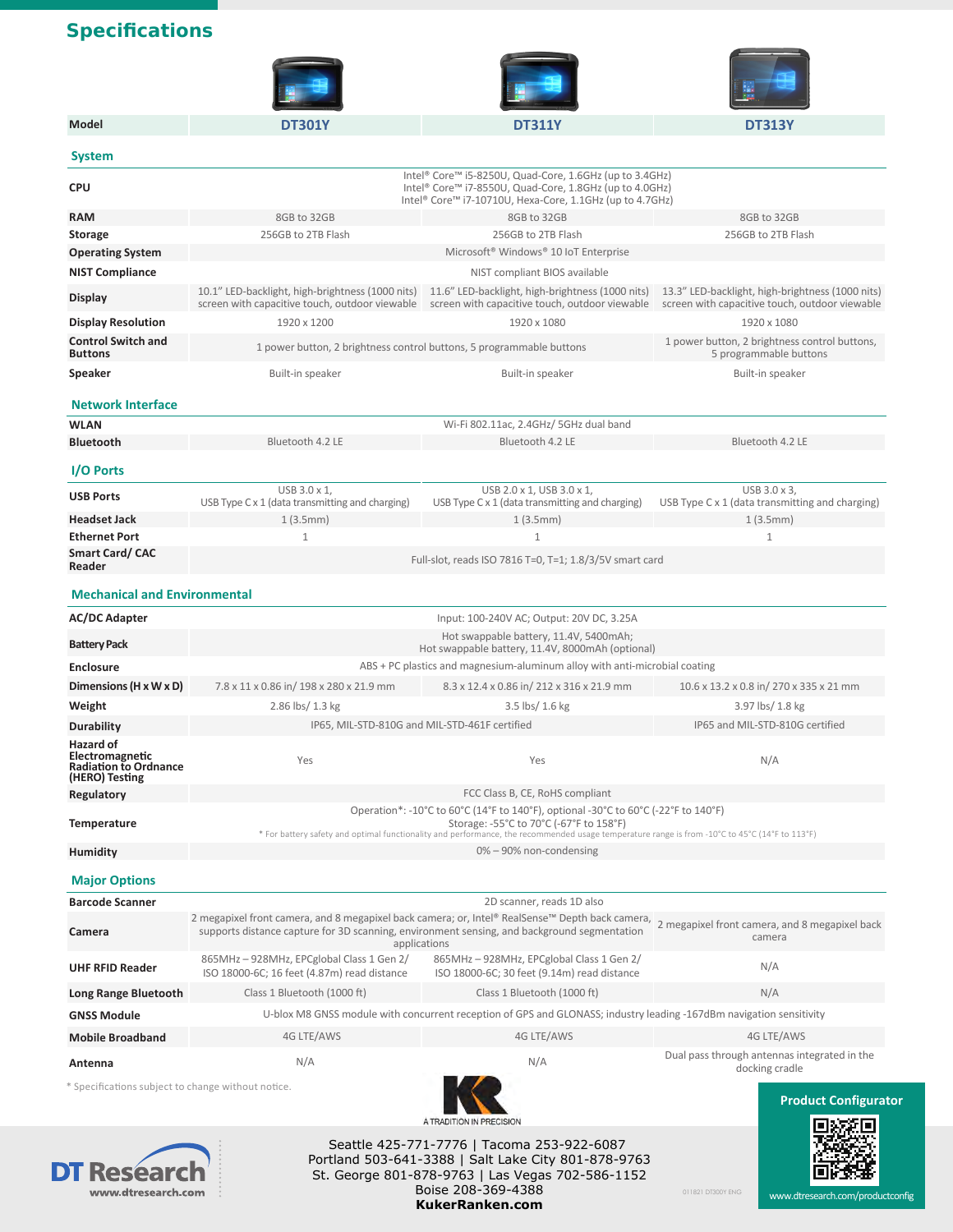## Specifications

| Model | DT301Y | DT311Y | DT313Y |
|---|---|---|---|
| **System** | | | |
| **CPU** | Intel® Core™ i5-8250U, Quad-Core, 1.6GHz (up to 3.4GHz)<br>Intel® Core™ i7-8550U, Quad-Core, 1.8GHz (up to 4.0GHz)<br>Intel® Core™ i7-10710U, Hexa-Core, 1.1GHz (up to 4.7GHz) | | |
| **RAM** | 8GB to 32GB | 8GB to 32GB | 8GB to 32GB |
| **Storage** | 256GB to 2TB Flash | 256GB to 2TB Flash | 256GB to 2TB Flash |
| **Operating System** | Microsoft® Windows® 10 IoT Enterprise | | |
| **NIST Compliance** | NIST compliant BIOS available | | |
| **Display** | 10.1" LED-backlight, high-brightness (1000 nits) screen with capacitive touch, outdoor viewable | 11.6" LED-backlight, high-brightness (1000 nits) screen with capacitive touch, outdoor viewable | 13.3" LED-backlight, high-brightness (1000 nits) screen with capacitive touch, outdoor viewable |
| **Display Resolution** | 1920 x 1200 | 1920 x 1080 | 1920 x 1080 |
| **Control Switch and Buttons** | 1 power button, 2 brightness control buttons, 5 programmable buttons | | 1 power button, 2 brightness control buttons, 5 programmable buttons |
| **Speaker** | Built-in speaker | Built-in speaker | Built-in speaker |
| **Network Interface** | | | |
| **WLAN** | Wi-Fi 802.11ac, 2.4GHz/ 5GHz dual band | | |
| **Bluetooth** | Bluetooth 4.2 LE | Bluetooth 4.2 LE | Bluetooth 4.2 LE |
| **I/O Ports** | | | |
| **USB Ports** | USB 3.0 x 1,<br>USB Type C x 1 (data transmitting and charging) | USB 2.0 x 1, USB 3.0 x 1,<br>USB Type C x 1 (data transmitting and charging) | USB 3.0 x 3,<br>USB Type C x 1 (data transmitting and charging) |
| **Headset Jack** | 1 (3.5mm) | 1 (3.5mm) | 1 (3.5mm) |
| **Ethernet Port** | 1 | 1 | 1 |
| **Smart Card/ CAC Reader** | Full-slot, reads ISO 7816 T=0, T=1; 1.8/3/5V smart card | | |
| **Mechanical and Environmental** | | | |
| **AC/DC Adapter** | Input: 100-240V AC; Output: 20V DC, 3.25A | | |
| **Battery Pack** | Hot swappable battery, 11.4V, 5400mAh;<br>Hot swappable battery, 11.4V, 8000mAh (optional) | | |
| **Enclosure** | ABS + PC plastics and magnesium-aluminum alloy with anti-microbial coating | | |
| **Dimensions (H x W x D)** | 7.8 x 11 x 0.86 in/ 198 x 280 x 21.9 mm | 8.3 x 12.4 x 0.86 in/ 212 x 316 x 21.9 mm | 10.6 x 13.2 x 0.8 in/ 270 x 335 x 21 mm |
| **Weight** | 2.86 lbs/ 1.3 kg | 3.5 lbs/ 1.6 kg | 3.97 lbs/ 1.8 kg |
| **Durability** | IP65, MIL-STD-810G and MIL-STD-461F certified | | IP65 and MIL-STD-810G certified |
| **Hazard of Electromagnetic Radiation to Ordnance (HERO) Testing** | Yes | Yes | N/A |
| **Regulatory** | FCC Class B, CE, RoHS compliant | | |
| **Temperature** | Operation*: -10°C to 60°C (14°F to 140°F), optional -30°C to 60°C (-22°F to 140°F)<br>Storage: -55°C to 70°C (-67°F to 158°F)<br>* For battery safety and optimal functionality and performance, the recommended usage temperature range is from -10°C to 45°C (14°F to 113°F) | | |
| **Humidity** | 0% – 90% non-condensing | | |
| **Major Options** | | | |
| **Barcode Scanner** | 2D scanner, reads 1D also | | |
| **Camera** | 2 megapixel front camera, and 8 megapixel back camera; or, Intel® RealSense™ Depth back camera, supports distance capture for 3D scanning, environment sensing, and background segmentation applications | | 2 megapixel front camera, and 8 megapixel back camera |
| **UHF RFID Reader** | 865MHz – 928MHz, EPCglobal Class 1 Gen 2/ ISO 18000-6C; 16 feet (4.87m) read distance | 865MHz – 928MHz, EPCglobal Class 1 Gen 2/ ISO 18000-6C; 30 feet (9.14m) read distance | N/A |
| **Long Range Bluetooth** | Class 1 Bluetooth (1000 ft) | Class 1 Bluetooth (1000 ft) | N/A |
| **GNSS Module** | U-blox M8 GNSS module with concurrent reception of GPS and GLONASS; industry leading -167dBm navigation sensitivity | | |
| **Mobile Broadband** | 4G LTE/AWS | 4G LTE/AWS | 4G LTE/AWS |
| **Antenna** | N/A | N/A | Dual pass through antennas integrated in the docking cradle |

\* Specifications subject to change without notice.

A TRADITION IN PRECISION

Seattle 425-771-7776 | Tacoma 253-922-6087
Portland 503-641-3388 | Salt Lake City 801-878-9763
St. George 801-878-9763 | Las Vegas 702-586-1152
Boise 208-369-4388
**KukerRanken.com**

DT Research
www.dtresearch.com

011821 DT300Y ENG

**Product Configurator**
www.dtresearch.com/productconfig